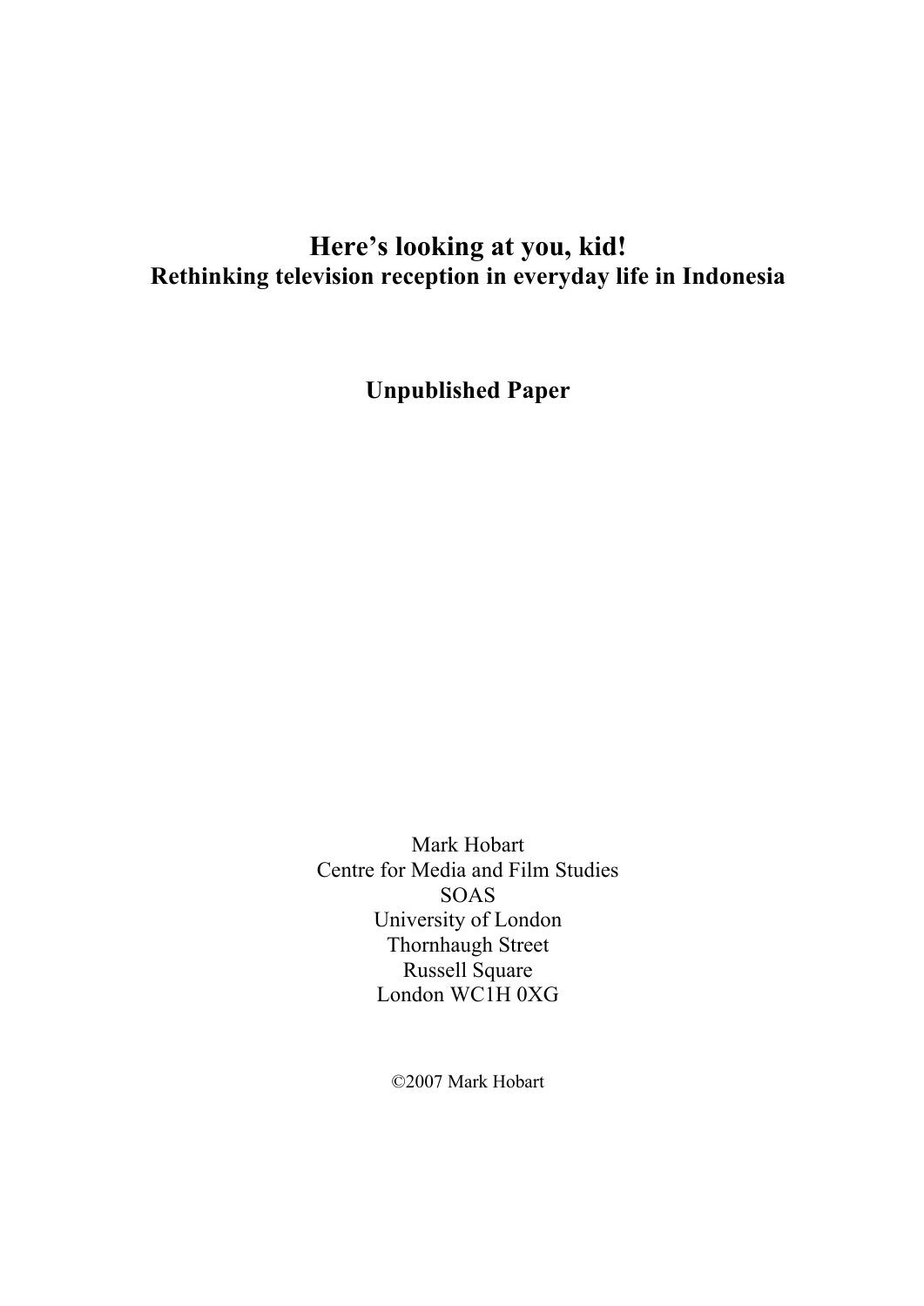# Here's looking at you, kid!

## Rethinking television reception in everyday life in Indonesia

**Unpublished Paper**

Mark Hobart
Centre for Media and Film Studies
SOAS
University of London
Thornhaugh Street
Russell Square
London WC1H 0XG

©2007 Mark Hobart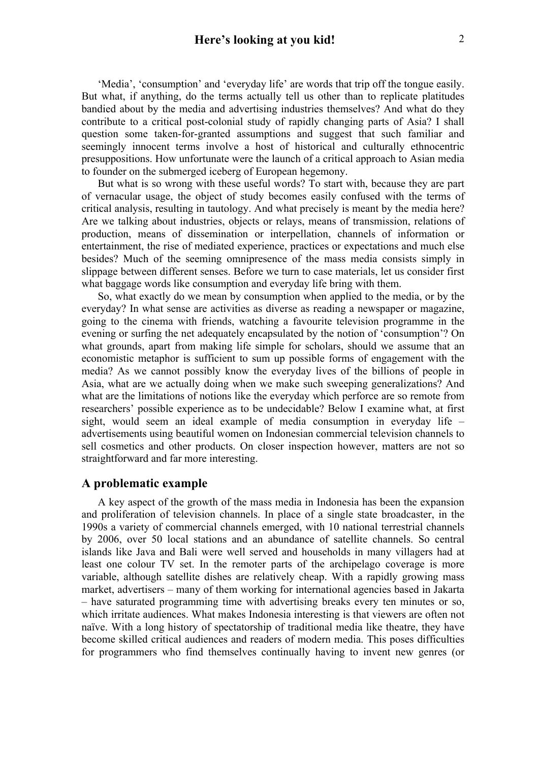'Media', 'consumption' and 'everyday life' are words that trip off the tongue easily. But what, if anything, do the terms actually tell us other than to replicate platitudes bandied about by the media and advertising industries themselves? And what do they contribute to a critical post-colonial study of rapidly changing parts of Asia? I shall question some taken-for-granted assumptions and suggest that such familiar and seemingly innocent terms involve a host of historical and culturally ethnocentric presuppositions. How unfortunate were the launch of a critical approach to Asian media to founder on the submerged iceberg of European hegemony.

But what is so wrong with these useful words? To start with, because they are part of vernacular usage, the object of study becomes easily confused with the terms of critical analysis, resulting in tautology. And what precisely is meant by the media here? Are we talking about industries, objects or relays, means of transmission, relations of production, means of dissemination or interpellation, channels of information or entertainment, the rise of mediated experience, practices or expectations and much else besides? Much of the seeming omnipresence of the mass media consists simply in slippage between different senses. Before we turn to case materials, let us consider first what baggage words like consumption and everyday life bring with them.

So, what exactly do we mean by consumption when applied to the media, or by the everyday? In what sense are activities as diverse as reading a newspaper or magazine, going to the cinema with friends, watching a favourite television programme in the evening or surfing the net adequately encapsulated by the notion of 'consumption'? On what grounds, apart from making life simple for scholars, should we assume that an economistic metaphor is sufficient to sum up possible forms of engagement with the media? As we cannot possibly know the everyday lives of the billions of people in Asia, what are we actually doing when we make such sweeping generalizations? And what are the limitations of notions like the everyday which perforce are so remote from researchers' possible experience as to be undecidable? Below I examine what, at first sight, would seem an ideal example of media consumption in everyday life – advertisements using beautiful women on Indonesian commercial television channels to sell cosmetics and other products. On closer inspection however, matters are not so straightforward and far more interesting.

## A problematic example

A key aspect of the growth of the mass media in Indonesia has been the expansion and proliferation of television channels. In place of a single state broadcaster, in the 1990s a variety of commercial channels emerged, with 10 national terrestrial channels by 2006, over 50 local stations and an abundance of satellite channels. So central islands like Java and Bali were well served and households in many villagers had at least one colour TV set. In the remoter parts of the archipelago coverage is more variable, although satellite dishes are relatively cheap. With a rapidly growing mass market, advertisers – many of them working for international agencies based in Jakarta – have saturated programming time with advertising breaks every ten minutes or so, which irritate audiences. What makes Indonesia interesting is that viewers are often not naïve. With a long history of spectatorship of traditional media like theatre, they have become skilled critical audiences and readers of modern media. This poses difficulties for programmers who find themselves continually having to invent new genres (or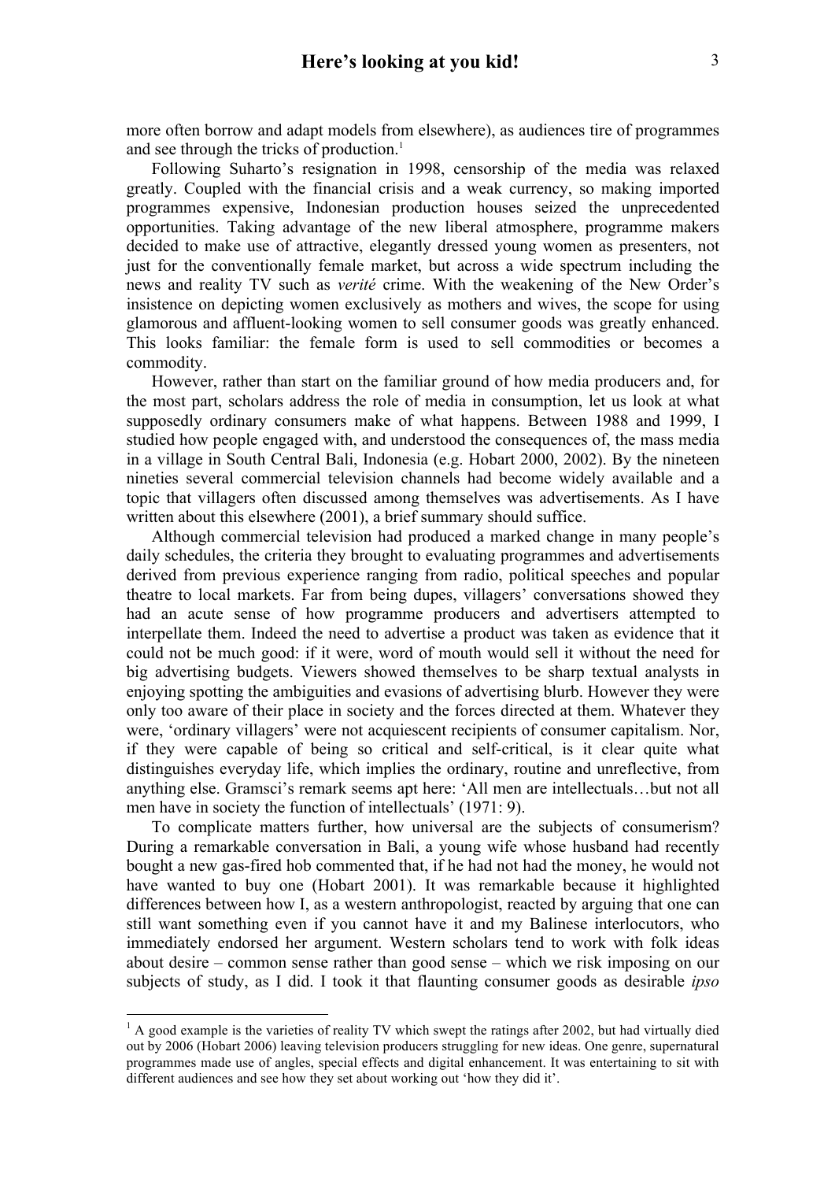more often borrow and adapt models from elsewhere), as audiences tire of programmes and see through the tricks of production.[1]

Following Suharto's resignation in 1998, censorship of the media was relaxed greatly. Coupled with the financial crisis and a weak currency, so making imported programmes expensive, Indonesian production houses seized the unprecedented opportunities. Taking advantage of the new liberal atmosphere, programme makers decided to make use of attractive, elegantly dressed young women as presenters, not just for the conventionally female market, but across a wide spectrum including the news and reality TV such as *verité* crime. With the weakening of the New Order's insistence on depicting women exclusively as mothers and wives, the scope for using glamorous and affluent-looking women to sell consumer goods was greatly enhanced. This looks familiar: the female form is used to sell commodities or becomes a commodity.

However, rather than start on the familiar ground of how media producers and, for the most part, scholars address the role of media in consumption, let us look at what supposedly ordinary consumers make of what happens. Between 1988 and 1999, I studied how people engaged with, and understood the consequences of, the mass media in a village in South Central Bali, Indonesia (e.g. Hobart 2000, 2002). By the nineteen nineties several commercial television channels had become widely available and a topic that villagers often discussed among themselves was advertisements. As I have written about this elsewhere (2001), a brief summary should suffice.

Although commercial television had produced a marked change in many people's daily schedules, the criteria they brought to evaluating programmes and advertisements derived from previous experience ranging from radio, political speeches and popular theatre to local markets. Far from being dupes, villagers' conversations showed they had an acute sense of how programme producers and advertisers attempted to interpellate them. Indeed the need to advertise a product was taken as evidence that it could not be much good: if it were, word of mouth would sell it without the need for big advertising budgets. Viewers showed themselves to be sharp textual analysts in enjoying spotting the ambiguities and evasions of advertising blurb. However they were only too aware of their place in society and the forces directed at them. Whatever they were, 'ordinary villagers' were not acquiescent recipients of consumer capitalism. Nor, if they were capable of being so critical and self-critical, is it clear quite what distinguishes everyday life, which implies the ordinary, routine and unreflective, from anything else. Gramsci's remark seems apt here: 'All men are intellectuals…but not all men have in society the function of intellectuals' (1971: 9).

To complicate matters further, how universal are the subjects of consumerism? During a remarkable conversation in Bali, a young wife whose husband had recently bought a new gas-fired hob commented that, if he had not had the money, he would not have wanted to buy one (Hobart 2001). It was remarkable because it highlighted differences between how I, as a western anthropologist, reacted by arguing that one can still want something even if you cannot have it and my Balinese interlocutors, who immediately endorsed her argument. Western scholars tend to work with folk ideas about desire – common sense rather than good sense – which we risk imposing on our subjects of study, as I did. I took it that flaunting consumer goods as desirable *ipso*

---

[1] A good example is the varieties of reality TV which swept the ratings after 2002, but had virtually died out by 2006 (Hobart 2006) leaving television producers struggling for new ideas. One genre, supernatural programmes made use of angles, special effects and digital enhancement. It was entertaining to sit with different audiences and see how they set about working out 'how they did it'.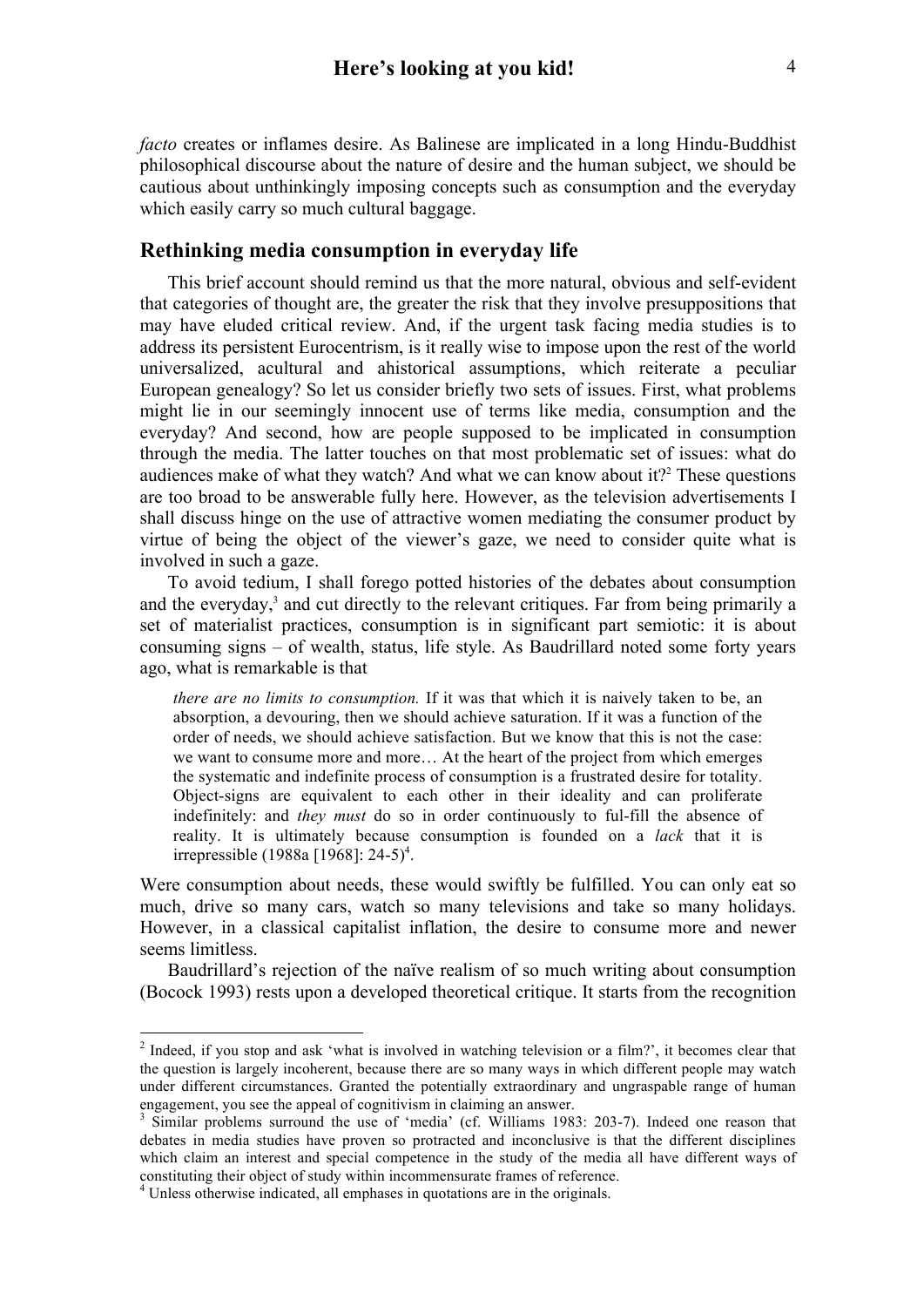*facto* creates or inflames desire. As Balinese are implicated in a long Hindu-Buddhist philosophical discourse about the nature of desire and the human subject, we should be cautious about unthinkingly imposing concepts such as consumption and the everyday which easily carry so much cultural baggage.

## Rethinking media consumption in everyday life

This brief account should remind us that the more natural, obvious and self-evident that categories of thought are, the greater the risk that they involve presuppositions that may have eluded critical review. And, if the urgent task facing media studies is to address its persistent Eurocentrism, is it really wise to impose upon the rest of the world universalized, acultural and ahistorical assumptions, which reiterate a peculiar European genealogy? So let us consider briefly two sets of issues. First, what problems might lie in our seemingly innocent use of terms like media, consumption and the everyday? And second, how are people supposed to be implicated in consumption through the media. The latter touches on that most problematic set of issues: what do audiences make of what they watch? And what we can know about it?[2] These questions are too broad to be answerable fully here. However, as the television advertisements I shall discuss hinge on the use of attractive women mediating the consumer product by virtue of being the object of the viewer's gaze, we need to consider quite what is involved in such a gaze.

To avoid tedium, I shall forego potted histories of the debates about consumption and the everyday,[3] and cut directly to the relevant critiques. Far from being primarily a set of materialist practices, consumption is in significant part semiotic: it is about consuming signs – of wealth, status, life style. As Baudrillard noted some forty years ago, what is remarkable is that

> *there are no limits to consumption.* If it was that which it is naively taken to be, an absorption, a devouring, then we should achieve saturation. If it was a function of the order of needs, we should achieve satisfaction. But we know that this is not the case: we want to consume more and more… At the heart of the project from which emerges the systematic and indefinite process of consumption is a frustrated desire for totality. Object-signs are equivalent to each other in their ideality and can proliferate indefinitely: and *they must* do so in order continuously to ful-fill the absence of reality. It is ultimately because consumption is founded on a *lack* that it is irrepressible (1988a [1968]: 24-5)[4].

Were consumption about needs, these would swiftly be fulfilled. You can only eat so much, drive so many cars, watch so many televisions and take so many holidays. However, in a classical capitalist inflation, the desire to consume more and newer seems limitless.

Baudrillard's rejection of the naïve realism of so much writing about consumption (Bocock 1993) rests upon a developed theoretical critique. It starts from the recognition

---

[2] Indeed, if you stop and ask 'what is involved in watching television or a film?', it becomes clear that the question is largely incoherent, because there are so many ways in which different people may watch under different circumstances. Granted the potentially extraordinary and ungraspable range of human engagement, you see the appeal of cognitivism in claiming an answer.

[3] Similar problems surround the use of 'media' (cf. Williams 1983: 203-7). Indeed one reason that debates in media studies have proven so protracted and inconclusive is that the different disciplines which claim an interest and special competence in the study of the media all have different ways of constituting their object of study within incommensurate frames of reference.

[4] Unless otherwise indicated, all emphases in quotations are in the originals.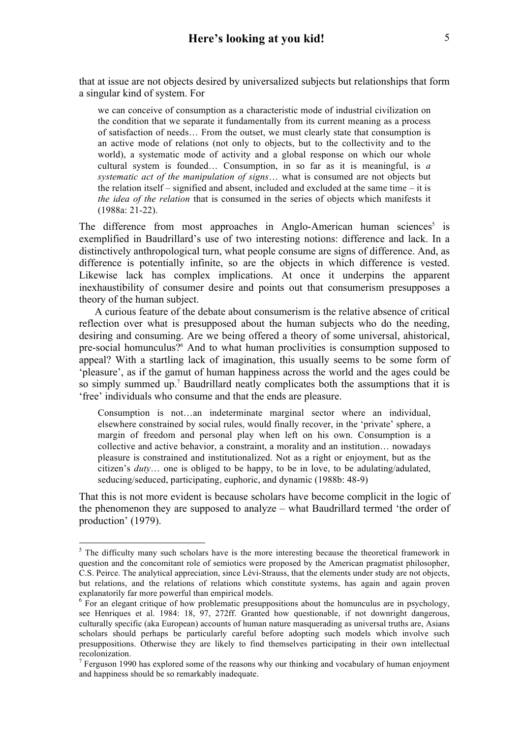that at issue are not objects desired by universalized subjects but relationships that form a singular kind of system. For

> we can conceive of consumption as a characteristic mode of industrial civilization on the condition that we separate it fundamentally from its current meaning as a process of satisfaction of needs… From the outset, we must clearly state that consumption is an active mode of relations (not only to objects, but to the collectivity and to the world), a systematic mode of activity and a global response on which our whole cultural system is founded… Consumption, in so far as it is meaningful, is *a systematic act of the manipulation of signs*… what is consumed are not objects but the relation itself – signified and absent, included and excluded at the same time – it is *the idea of the relation* that is consumed in the series of objects which manifests it (1988a: 21-22).

The difference from most approaches in Anglo-American human sciences[5] is exemplified in Baudrillard's use of two interesting notions: difference and lack. In a distinctively anthropological turn, what people consume are signs of difference. And, as difference is potentially infinite, so are the objects in which difference is vested. Likewise lack has complex implications. At once it underpins the apparent inexhaustibility of consumer desire and points out that consumerism presupposes a theory of the human subject.

A curious feature of the debate about consumerism is the relative absence of critical reflection over what is presupposed about the human subjects who do the needing, desiring and consuming. Are we being offered a theory of some universal, ahistorical, pre-social homunculus?[6] And to what human proclivities is consumption supposed to appeal? With a startling lack of imagination, this usually seems to be some form of 'pleasure', as if the gamut of human happiness across the world and the ages could be so simply summed up.[7] Baudrillard neatly complicates both the assumptions that it is 'free' individuals who consume and that the ends are pleasure.

> Consumption is not…an indeterminate marginal sector where an individual, elsewhere constrained by social rules, would finally recover, in the 'private' sphere, a margin of freedom and personal play when left on his own. Consumption is a collective and active behavior, a constraint, a morality and an institution… nowadays pleasure is constrained and institutionalized. Not as a right or enjoyment, but as the citizen's *duty*… one is obliged to be happy, to be in love, to be adulating/adulated, seducing/seduced, participating, euphoric, and dynamic (1988b: 48-9)

That this is not more evident is because scholars have become complicit in the logic of the phenomenon they are supposed to analyze – what Baudrillard termed 'the order of production' (1979).

---

[5] The difficulty many such scholars have is the more interesting because the theoretical framework in question and the concomitant role of semiotics were proposed by the American pragmatist philosopher, C.S. Peirce. The analytical appreciation, since Lévi-Strauss, that the elements under study are not objects, but relations, and the relations of relations which constitute systems, has again and again proven explanatorily far more powerful than empirical models.

[6] For an elegant critique of how problematic presuppositions about the homunculus are in psychology, see Henriques et al. 1984: 18, 97, 272ff. Granted how questionable, if not downright dangerous, culturally specific (aka European) accounts of human nature masquerading as universal truths are, Asians scholars should perhaps be particularly careful before adopting such models which involve such presuppositions. Otherwise they are likely to find themselves participating in their own intellectual recolonization.

[7] Ferguson 1990 has explored some of the reasons why our thinking and vocabulary of human enjoyment and happiness should be so remarkably inadequate.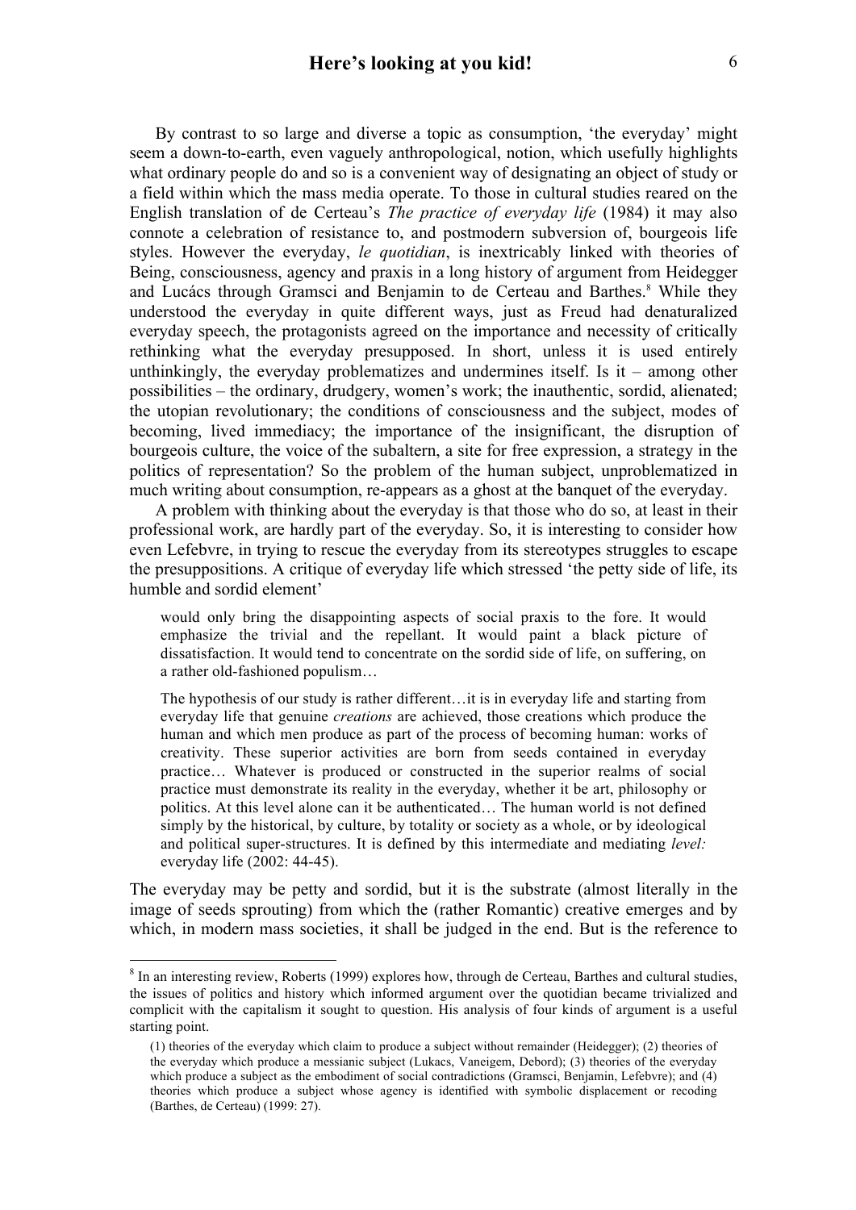By contrast to so large and diverse a topic as consumption, 'the everyday' might seem a down-to-earth, even vaguely anthropological, notion, which usefully highlights what ordinary people do and so is a convenient way of designating an object of study or a field within which the mass media operate. To those in cultural studies reared on the English translation of de Certeau's *The practice of everyday life* (1984) it may also connote a celebration of resistance to, and postmodern subversion of, bourgeois life styles. However the everyday, *le quotidian*, is inextricably linked with theories of Being, consciousness, agency and praxis in a long history of argument from Heidegger and Lucács through Gramsci and Benjamin to de Certeau and Barthes.[8] While they understood the everyday in quite different ways, just as Freud had denaturalized everyday speech, the protagonists agreed on the importance and necessity of critically rethinking what the everyday presupposed. In short, unless it is used entirely unthinkingly, the everyday problematizes and undermines itself. Is it – among other possibilities – the ordinary, drudgery, women's work; the inauthentic, sordid, alienated; the utopian revolutionary; the conditions of consciousness and the subject, modes of becoming, lived immediacy; the importance of the insignificant, the disruption of bourgeois culture, the voice of the subaltern, a site for free expression, a strategy in the politics of representation? So the problem of the human subject, unproblematized in much writing about consumption, re-appears as a ghost at the banquet of the everyday.

A problem with thinking about the everyday is that those who do so, at least in their professional work, are hardly part of the everyday. So, it is interesting to consider how even Lefebvre, in trying to rescue the everyday from its stereotypes struggles to escape the presuppositions. A critique of everyday life which stressed 'the petty side of life, its humble and sordid element'

> would only bring the disappointing aspects of social praxis to the fore. It would emphasize the trivial and the repellant. It would paint a black picture of dissatisfaction. It would tend to concentrate on the sordid side of life, on suffering, on a rather old-fashioned populism…
>
> The hypothesis of our study is rather different…it is in everyday life and starting from everyday life that genuine *creations* are achieved, those creations which produce the human and which men produce as part of the process of becoming human: works of creativity. These superior activities are born from seeds contained in everyday practice… Whatever is produced or constructed in the superior realms of social practice must demonstrate its reality in the everyday, whether it be art, philosophy or politics. At this level alone can it be authenticated… The human world is not defined simply by the historical, by culture, by totality or society as a whole, or by ideological and political super-structures. It is defined by this intermediate and mediating *level:* everyday life (2002: 44-45).

The everyday may be petty and sordid, but it is the substrate (almost literally in the image of seeds sprouting) from which the (rather Romantic) creative emerges and by which, in modern mass societies, it shall be judged in the end. But is the reference to

---

[8] In an interesting review, Roberts (1999) explores how, through de Certeau, Barthes and cultural studies, the issues of politics and history which informed argument over the quotidian became trivialized and complicit with the capitalism it sought to question. His analysis of four kinds of argument is a useful starting point.

> (1) theories of the everyday which claim to produce a subject without remainder (Heidegger); (2) theories of the everyday which produce a messianic subject (Lukacs, Vaneigem, Debord); (3) theories of the everyday which produce a subject as the embodiment of social contradictions (Gramsci, Benjamin, Lefebvre); and (4) theories which produce a subject whose agency is identified with symbolic displacement or recoding (Barthes, de Certeau) (1999: 27).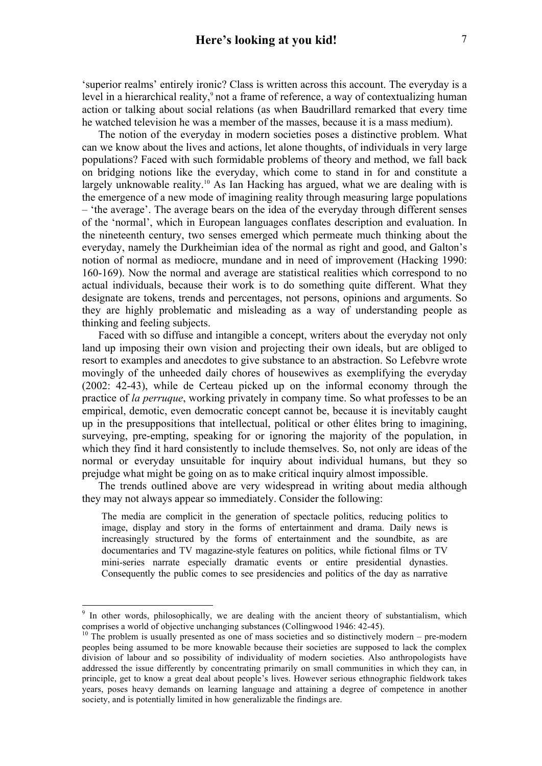'superior realms' entirely ironic? Class is written across this account. The everyday is a level in a hierarchical reality,[9] not a frame of reference, a way of contextualizing human action or talking about social relations (as when Baudrillard remarked that every time he watched television he was a member of the masses, because it is a mass medium).

The notion of the everyday in modern societies poses a distinctive problem. What can we know about the lives and actions, let alone thoughts, of individuals in very large populations? Faced with such formidable problems of theory and method, we fall back on bridging notions like the everyday, which come to stand in for and constitute a largely unknowable reality.[10] As Ian Hacking has argued, what we are dealing with is the emergence of a new mode of imagining reality through measuring large populations – 'the average'. The average bears on the idea of the everyday through different senses of the 'normal', which in European languages conflates description and evaluation. In the nineteenth century, two senses emerged which permeate much thinking about the everyday, namely the Durkheimian idea of the normal as right and good, and Galton's notion of normal as mediocre, mundane and in need of improvement (Hacking 1990: 160-169). Now the normal and average are statistical realities which correspond to no actual individuals, because their work is to do something quite different. What they designate are tokens, trends and percentages, not persons, opinions and arguments. So they are highly problematic and misleading as a way of understanding people as thinking and feeling subjects.

Faced with so diffuse and intangible a concept, writers about the everyday not only land up imposing their own vision and projecting their own ideals, but are obliged to resort to examples and anecdotes to give substance to an abstraction. So Lefebvre wrote movingly of the unheeded daily chores of housewives as exemplifying the everyday (2002: 42-43), while de Certeau picked up on the informal economy through the practice of *la perruque*, working privately in company time. So what professes to be an empirical, demotic, even democratic concept cannot be, because it is inevitably caught up in the presuppositions that intellectual, political or other élites bring to imagining, surveying, pre-empting, speaking for or ignoring the majority of the population, in which they find it hard consistently to include themselves. So, not only are ideas of the normal or everyday unsuitable for inquiry about individual humans, but they so prejudge what might be going on as to make critical inquiry almost impossible.

The trends outlined above are very widespread in writing about media although they may not always appear so immediately. Consider the following:

> The media are complicit in the generation of spectacle politics, reducing politics to image, display and story in the forms of entertainment and drama. Daily news is increasingly structured by the forms of entertainment and the soundbite, as are documentaries and TV magazine-style features on politics, while fictional films or TV mini-series narrate especially dramatic events or entire presidential dynasties. Consequently the public comes to see presidencies and politics of the day as narrative

---

[9] In other words, philosophically, we are dealing with the ancient theory of substantialism, which comprises a world of objective unchanging substances (Collingwood 1946: 42-45).

[10] The problem is usually presented as one of mass societies and so distinctively modern – pre-modern peoples being assumed to be more knowable because their societies are supposed to lack the complex division of labour and so possibility of individuality of modern societies. Also anthropologists have addressed the issue differently by concentrating primarily on small communities in which they can, in principle, get to know a great deal about people's lives. However serious ethnographic fieldwork takes years, poses heavy demands on learning language and attaining a degree of competence in another society, and is potentially limited in how generalizable the findings are.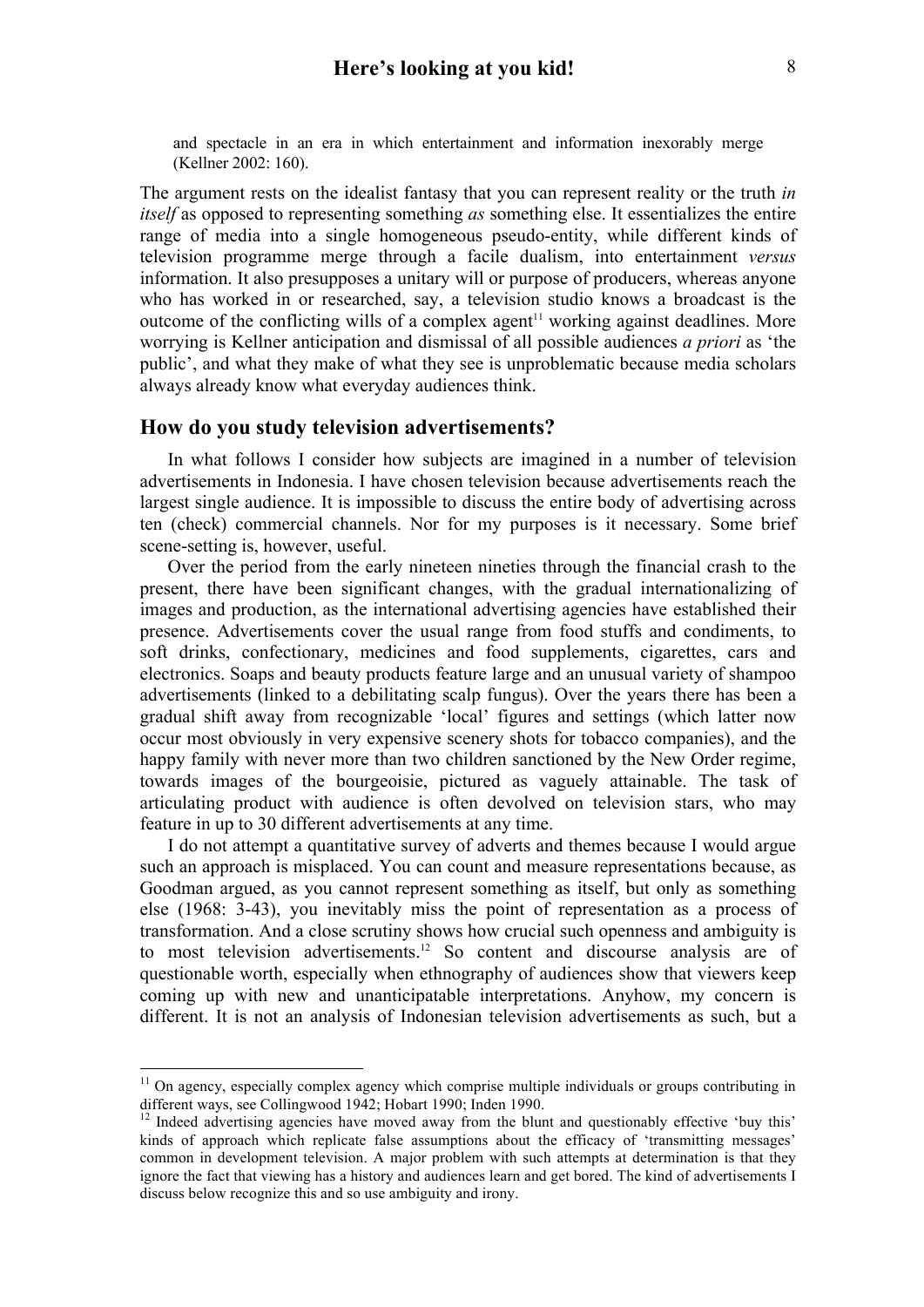and spectacle in an era in which entertainment and information inexorably merge (Kellner 2002: 160).

The argument rests on the idealist fantasy that you can represent reality or the truth *in itself* as opposed to representing something *as* something else. It essentializes the entire range of media into a single homogeneous pseudo-entity, while different kinds of television programme merge through a facile dualism, into entertainment *versus* information. It also presupposes a unitary will or purpose of producers, whereas anyone who has worked in or researched, say, a television studio knows a broadcast is the outcome of the conflicting wills of a complex agent[11] working against deadlines. More worrying is Kellner anticipation and dismissal of all possible audiences *a priori* as 'the public', and what they make of what they see is unproblematic because media scholars always already know what everyday audiences think.

## How do you study television advertisements?

In what follows I consider how subjects are imagined in a number of television advertisements in Indonesia. I have chosen television because advertisements reach the largest single audience. It is impossible to discuss the entire body of advertising across ten (check) commercial channels. Nor for my purposes is it necessary. Some brief scene-setting is, however, useful.

Over the period from the early nineteen nineties through the financial crash to the present, there have been significant changes, with the gradual internationalizing of images and production, as the international advertising agencies have established their presence. Advertisements cover the usual range from food stuffs and condiments, to soft drinks, confectionary, medicines and food supplements, cigarettes, cars and electronics. Soaps and beauty products feature large and an unusual variety of shampoo advertisements (linked to a debilitating scalp fungus). Over the years there has been a gradual shift away from recognizable 'local' figures and settings (which latter now occur most obviously in very expensive scenery shots for tobacco companies), and the happy family with never more than two children sanctioned by the New Order regime, towards images of the bourgeoisie, pictured as vaguely attainable. The task of articulating product with audience is often devolved on television stars, who may feature in up to 30 different advertisements at any time.

I do not attempt a quantitative survey of adverts and themes because I would argue such an approach is misplaced. You can count and measure representations because, as Goodman argued, as you cannot represent something as itself, but only as something else (1968: 3-43), you inevitably miss the point of representation as a process of transformation. And a close scrutiny shows how crucial such openness and ambiguity is to most television advertisements.[12] So content and discourse analysis are of questionable worth, especially when ethnography of audiences show that viewers keep coming up with new and unanticipatable interpretations. Anyhow, my concern is different. It is not an analysis of Indonesian television advertisements as such, but a

---

[11] On agency, especially complex agency which comprise multiple individuals or groups contributing in different ways, see Collingwood 1942; Hobart 1990; Inden 1990.

[12] Indeed advertising agencies have moved away from the blunt and questionably effective 'buy this' kinds of approach which replicate false assumptions about the efficacy of 'transmitting messages' common in development television. A major problem with such attempts at determination is that they ignore the fact that viewing has a history and audiences learn and get bored. The kind of advertisements I discuss below recognize this and so use ambiguity and irony.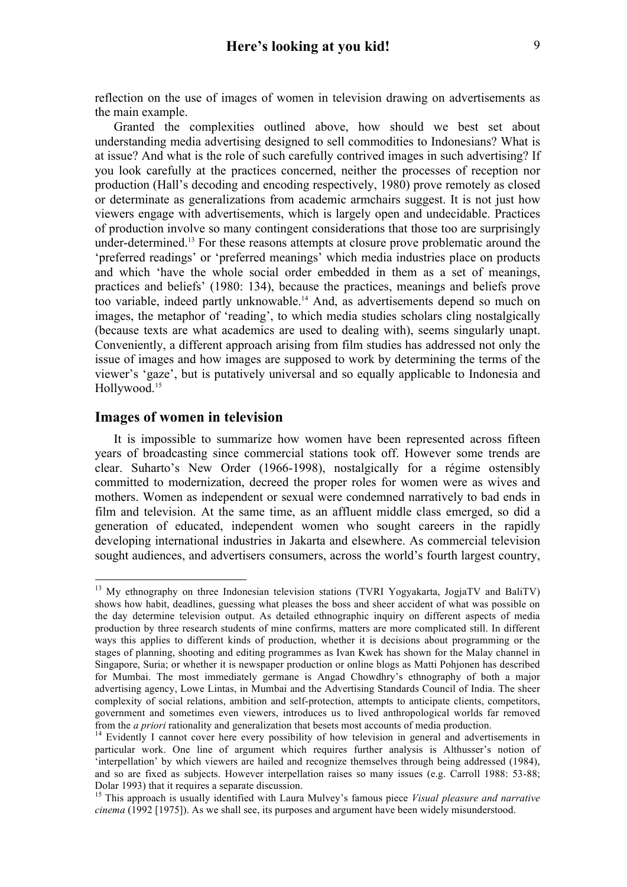reflection on the use of images of women in television drawing on advertisements as the main example.

Granted the complexities outlined above, how should we best set about understanding media advertising designed to sell commodities to Indonesians? What is at issue? And what is the role of such carefully contrived images in such advertising? If you look carefully at the practices concerned, neither the processes of reception nor production (Hall's decoding and encoding respectively, 1980) prove remotely as closed or determinate as generalizations from academic armchairs suggest. It is not just how viewers engage with advertisements, which is largely open and undecidable. Practices of production involve so many contingent considerations that those too are surprisingly under-determined.[13] For these reasons attempts at closure prove problematic around the 'preferred readings' or 'preferred meanings' which media industries place on products and which 'have the whole social order embedded in them as a set of meanings, practices and beliefs' (1980: 134), because the practices, meanings and beliefs prove too variable, indeed partly unknowable.[14] And, as advertisements depend so much on images, the metaphor of 'reading', to which media studies scholars cling nostalgically (because texts are what academics are used to dealing with), seems singularly unapt. Conveniently, a different approach arising from film studies has addressed not only the issue of images and how images are supposed to work by determining the terms of the viewer's 'gaze', but is putatively universal and so equally applicable to Indonesia and Hollywood.[15]

## Images of women in television

It is impossible to summarize how women have been represented across fifteen years of broadcasting since commercial stations took off. However some trends are clear. Suharto's New Order (1966-1998), nostalgically for a régime ostensibly committed to modernization, decreed the proper roles for women were as wives and mothers. Women as independent or sexual were condemned narratively to bad ends in film and television. At the same time, as an affluent middle class emerged, so did a generation of educated, independent women who sought careers in the rapidly developing international industries in Jakarta and elsewhere. As commercial television sought audiences, and advertisers consumers, across the world's fourth largest country,

---

[13] My ethnography on three Indonesian television stations (TVRI Yogyakarta, JogjaTV and BaliTV) shows how habit, deadlines, guessing what pleases the boss and sheer accident of what was possible on the day determine television output. As detailed ethnographic inquiry on different aspects of media production by three research students of mine confirms, matters are more complicated still. In different ways this applies to different kinds of production, whether it is decisions about programming or the stages of planning, shooting and editing programmes as Ivan Kwek has shown for the Malay channel in Singapore, Suria; or whether it is newspaper production or online blogs as Matti Pohjonen has described for Mumbai. The most immediately germane is Angad Chowdhry's ethnography of both a major advertising agency, Lowe Lintas, in Mumbai and the Advertising Standards Council of India. The sheer complexity of social relations, ambition and self-protection, attempts to anticipate clients, competitors, government and sometimes even viewers, introduces us to lived anthropological worlds far removed from the *a priori* rationality and generalization that besets most accounts of media production.

[14] Evidently I cannot cover here every possibility of how television in general and advertisements in particular work. One line of argument which requires further analysis is Althusser's notion of 'interpellation' by which viewers are hailed and recognize themselves through being addressed (1984), and so are fixed as subjects. However interpellation raises so many issues (e.g. Carroll 1988: 53-88; Dolar 1993) that it requires a separate discussion.

[15] This approach is usually identified with Laura Mulvey's famous piece *Visual pleasure and narrative cinema* (1992 [1975]). As we shall see, its purposes and argument have been widely misunderstood.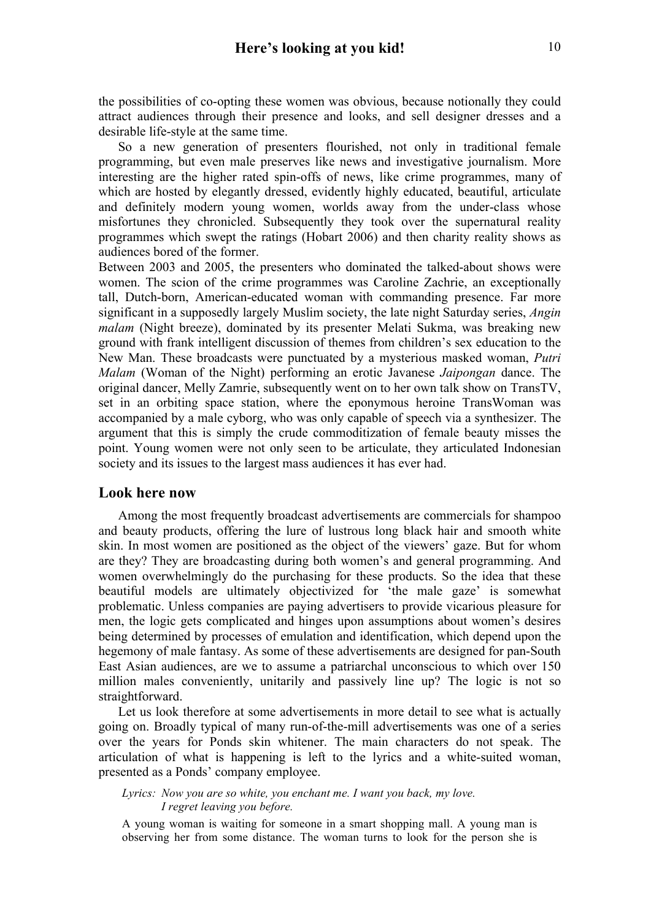the possibilities of co-opting these women was obvious, because notionally they could attract audiences through their presence and looks, and sell designer dresses and a desirable life-style at the same time.

So a new generation of presenters flourished, not only in traditional female programming, but even male preserves like news and investigative journalism. More interesting are the higher rated spin-offs of news, like crime programmes, many of which are hosted by elegantly dressed, evidently highly educated, beautiful, articulate and definitely modern young women, worlds away from the under-class whose misfortunes they chronicled. Subsequently they took over the supernatural reality programmes which swept the ratings (Hobart 2006) and then charity reality shows as audiences bored of the former.

Between 2003 and 2005, the presenters who dominated the talked-about shows were women. The scion of the crime programmes was Caroline Zachrie, an exceptionally tall, Dutch-born, American-educated woman with commanding presence. Far more significant in a supposedly largely Muslim society, the late night Saturday series, *Angin malam* (Night breeze), dominated by its presenter Melati Sukma, was breaking new ground with frank intelligent discussion of themes from children's sex education to the New Man. These broadcasts were punctuated by a mysterious masked woman, *Putri Malam* (Woman of the Night) performing an erotic Javanese *Jaipongan* dance. The original dancer, Melly Zamrie, subsequently went on to her own talk show on TransTV, set in an orbiting space station, where the eponymous heroine TransWoman was accompanied by a male cyborg, who was only capable of speech via a synthesizer. The argument that this is simply the crude commoditization of female beauty misses the point. Young women were not only seen to be articulate, they articulated Indonesian society and its issues to the largest mass audiences it has ever had.

## Look here now

Among the most frequently broadcast advertisements are commercials for shampoo and beauty products, offering the lure of lustrous long black hair and smooth white skin. In most women are positioned as the object of the viewers' gaze. But for whom are they? They are broadcasting during both women's and general programming. And women overwhelmingly do the purchasing for these products. So the idea that these beautiful models are ultimately objectivized for 'the male gaze' is somewhat problematic. Unless companies are paying advertisers to provide vicarious pleasure for men, the logic gets complicated and hinges upon assumptions about women's desires being determined by processes of emulation and identification, which depend upon the hegemony of male fantasy. As some of these advertisements are designed for pan-South East Asian audiences, are we to assume a patriarchal unconscious to which over 150 million males conveniently, unitarily and passively line up? The logic is not so straightforward.

Let us look therefore at some advertisements in more detail to see what is actually going on. Broadly typical of many run-of-the-mill advertisements was one of a series over the years for Ponds skin whitener. The main characters do not speak. The articulation of what is happening is left to the lyrics and a white-suited woman, presented as a Ponds' company employee.

> *Lyrics: Now you are so white, you enchant me. I want you back, my love. I regret leaving you before.*
>
> A young woman is waiting for someone in a smart shopping mall. A young man is observing her from some distance. The woman turns to look for the person she is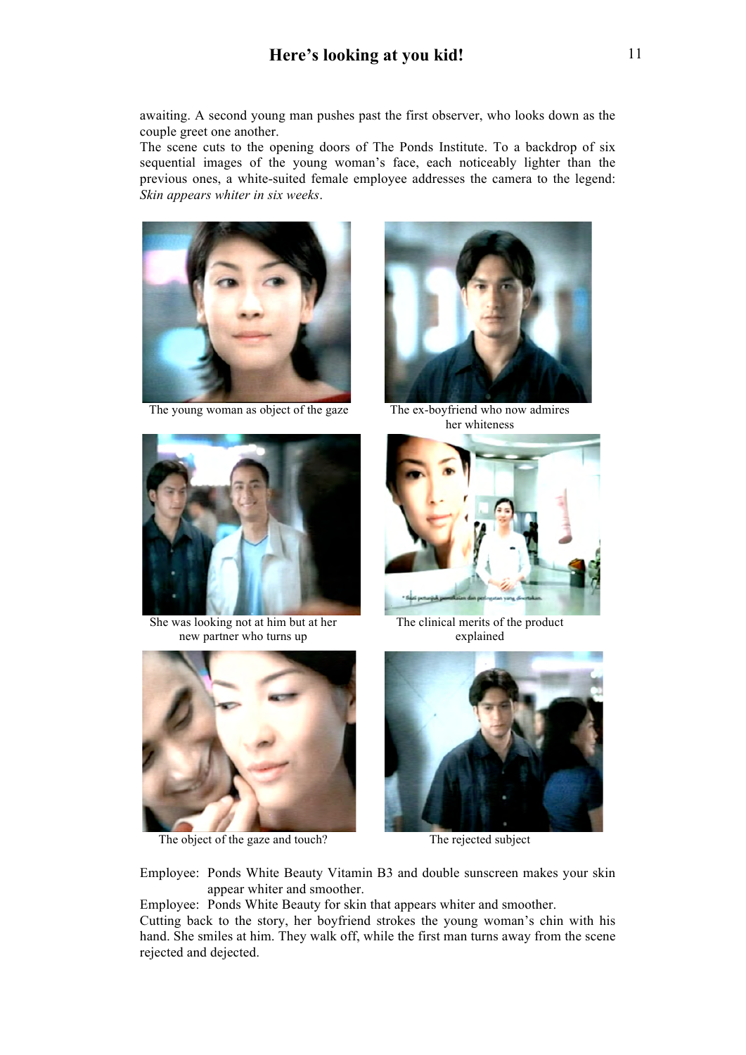awaiting. A second young man pushes past the first observer, who looks down as the couple greet one another.

The scene cuts to the opening doors of The Ponds Institute. To a backdrop of six sequential images of the young woman's face, each noticeably lighter than the previous ones, a white-suited female employee addresses the camera to the legend: *Skin appears whiter in six weeks*.

The young woman as object of the gaze

The ex-boyfriend who now admires her whiteness

She was looking not at him but at her new partner who turns up

The clinical merits of the product explained

The object of the gaze and touch?

The rejected subject

Employee: Ponds White Beauty Vitamin B3 and double sunscreen makes your skin appear whiter and smoother.

Employee: Ponds White Beauty for skin that appears whiter and smoother.

Cutting back to the story, her boyfriend strokes the young woman's chin with his hand. She smiles at him. They walk off, while the first man turns away from the scene rejected and dejected.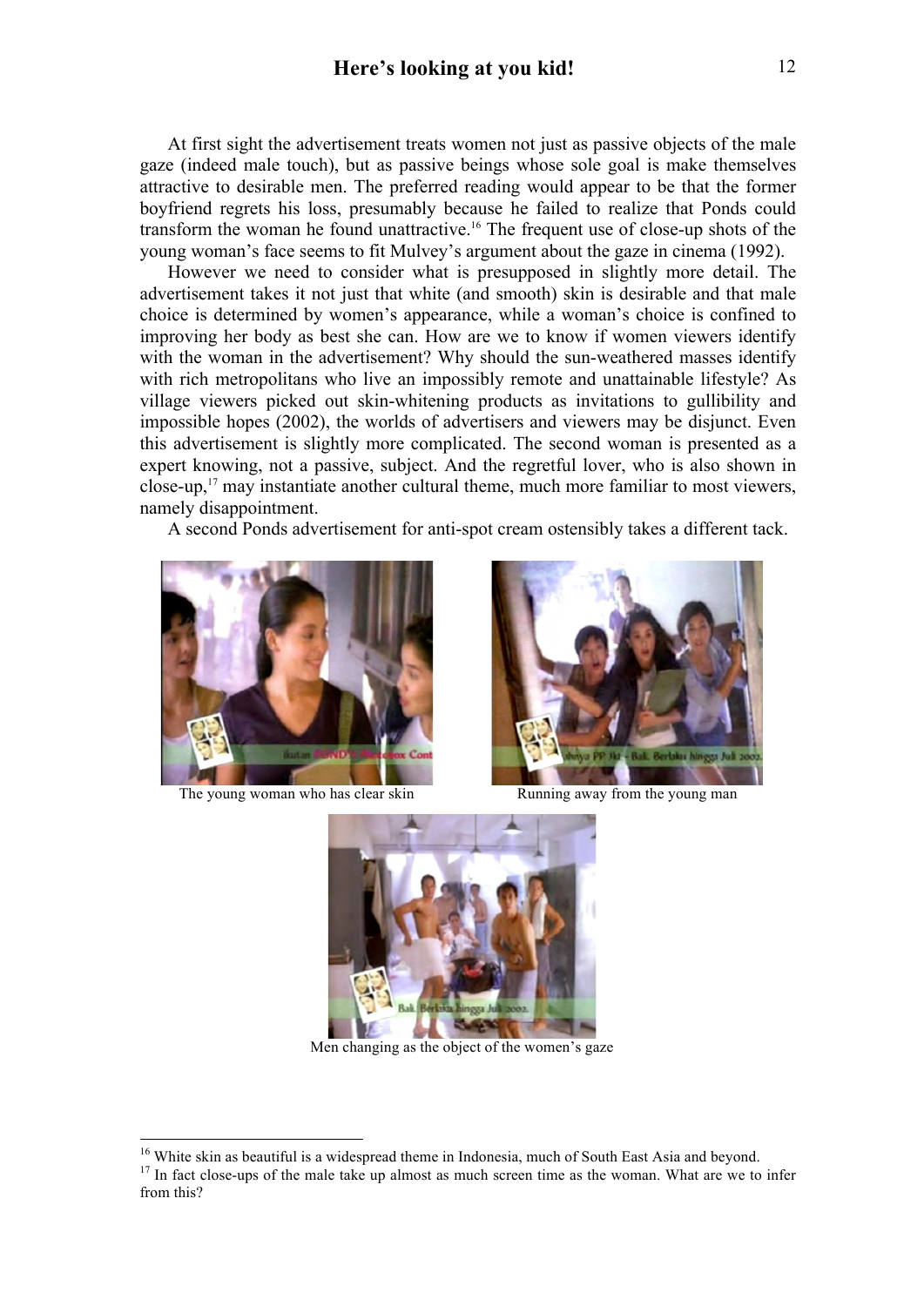At first sight the advertisement treats women not just as passive objects of the male gaze (indeed male touch), but as passive beings whose sole goal is make themselves attractive to desirable men. The preferred reading would appear to be that the former boyfriend regrets his loss, presumably because he failed to realize that Ponds could transform the woman he found unattractive.[16] The frequent use of close-up shots of the young woman's face seems to fit Mulvey's argument about the gaze in cinema (1992).

However we need to consider what is presupposed in slightly more detail. The advertisement takes it not just that white (and smooth) skin is desirable and that male choice is determined by women's appearance, while a woman's choice is confined to improving her body as best she can. How are we to know if women viewers identify with the woman in the advertisement? Why should the sun-weathered masses identify with rich metropolitans who live an impossibly remote and unattainable lifestyle? As village viewers picked out skin-whitening products as invitations to gullibility and impossible hopes (2002), the worlds of advertisers and viewers may be disjunct. Even this advertisement is slightly more complicated. The second woman is presented as a expert knowing, not a passive, subject. And the regretful lover, who is also shown in close-up,[17] may instantiate another cultural theme, much more familiar to most viewers, namely disappointment.

A second Ponds advertisement for anti-spot cream ostensibly takes a different tack.

The young woman who has clear skin

Running away from the young man

Men changing as the object of the women's gaze

---

[16] White skin as beautiful is a widespread theme in Indonesia, much of South East Asia and beyond.

[17] In fact close-ups of the male take up almost as much screen time as the woman. What are we to infer from this?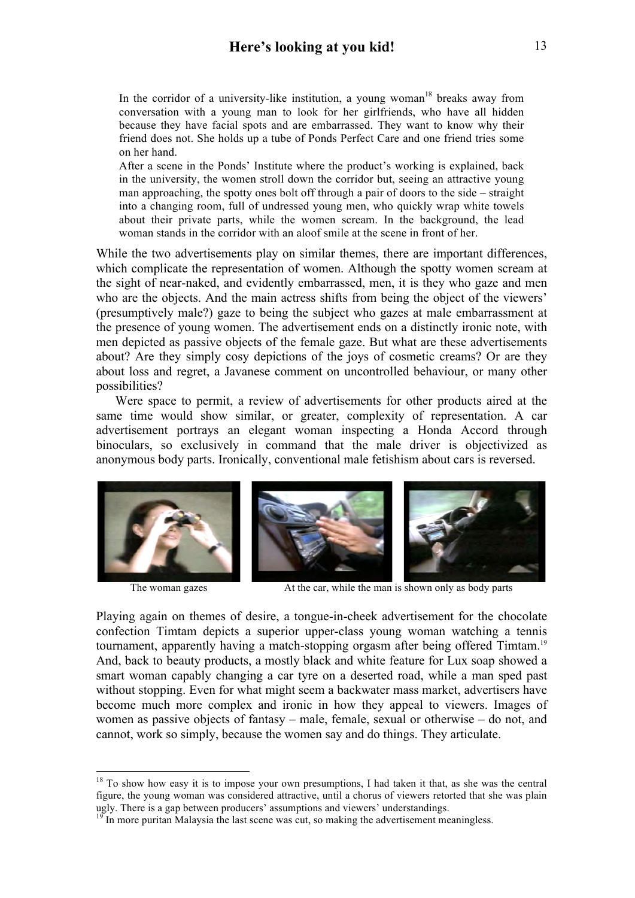> In the corridor of a university-like institution, a young woman[18] breaks away from conversation with a young man to look for her girlfriends, who have all hidden because they have facial spots and are embarrassed. They want to know why their friend does not. She holds up a tube of Ponds Perfect Care and one friend tries some on her hand.
> After a scene in the Ponds' Institute where the product's working is explained, back in the university, the women stroll down the corridor but, seeing an attractive young man approaching, the spotty ones bolt off through a pair of doors to the side – straight into a changing room, full of undressed young men, who quickly wrap white towels about their private parts, while the women scream. In the background, the lead woman stands in the corridor with an aloof smile at the scene in front of her.

While the two advertisements play on similar themes, there are important differences, which complicate the representation of women. Although the spotty women scream at the sight of near-naked, and evidently embarrassed, men, it is they who gaze and men who are the objects. And the main actress shifts from being the object of the viewers' (presumptively male?) gaze to being the subject who gazes at male embarrassment at the presence of young women. The advertisement ends on a distinctly ironic note, with men depicted as passive objects of the female gaze. But what are these advertisements about? Are they simply cosy depictions of the joys of cosmetic creams? Or are they about loss and regret, a Javanese comment on uncontrolled behaviour, or many other possibilities?

Were space to permit, a review of advertisements for other products aired at the same time would show similar, or greater, complexity of representation. A car advertisement portrays an elegant woman inspecting a Honda Accord through binoculars, so exclusively in command that the male driver is objectivized as anonymous body parts. Ironically, conventional male fetishism about cars is reversed.

The woman gazes At the car, while the man is shown only as body parts

Playing again on themes of desire, a tongue-in-cheek advertisement for the chocolate confection Timtam depicts a superior upper-class young woman watching a tennis tournament, apparently having a match-stopping orgasm after being offered Timtam.[19] And, back to beauty products, a mostly black and white feature for Lux soap showed a smart woman capably changing a car tyre on a deserted road, while a man sped past without stopping. Even for what might seem a backwater mass market, advertisers have become much more complex and ironic in how they appeal to viewers. Images of women as passive objects of fantasy – male, female, sexual or otherwise – do not, and cannot, work so simply, because the women say and do things. They articulate.

---

[18] To show how easy it is to impose your own presumptions, I had taken it that, as she was the central figure, the young woman was considered attractive, until a chorus of viewers retorted that she was plain ugly. There is a gap between producers' assumptions and viewers' understandings.

[19] In more puritan Malaysia the last scene was cut, so making the advertisement meaningless.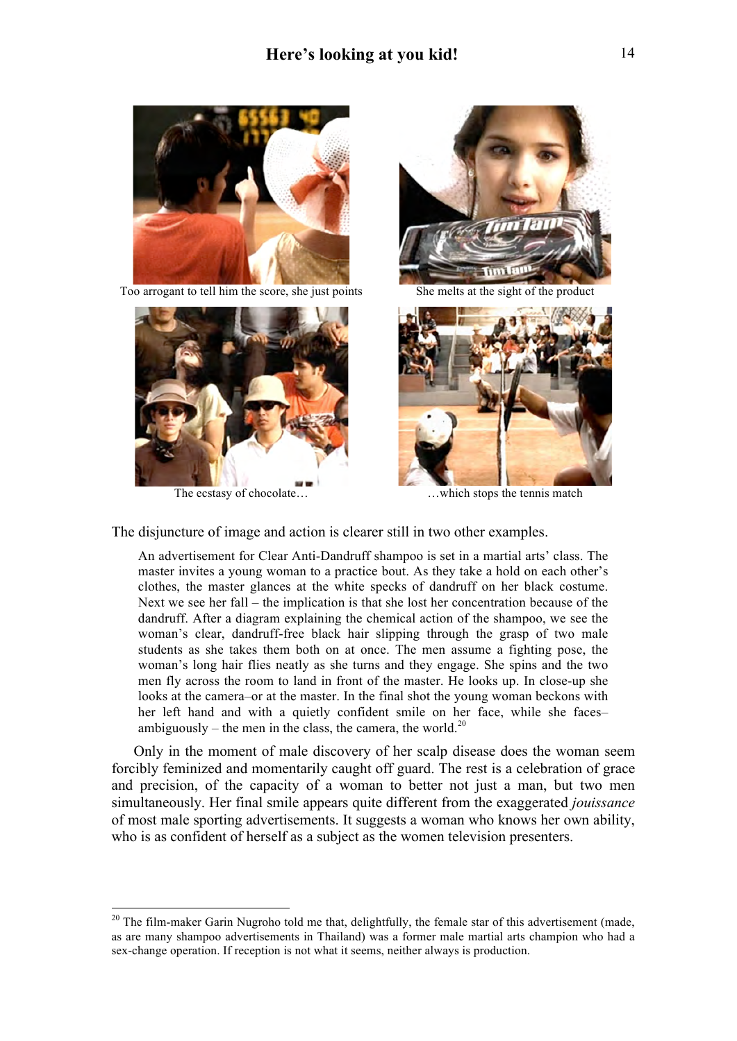Too arrogant to tell him the score, she just points

She melts at the sight of the product

The ecstasy of chocolate…

…which stops the tennis match

The disjuncture of image and action is clearer still in two other examples.

> An advertisement for Clear Anti-Dandruff shampoo is set in a martial arts' class. The master invites a young woman to a practice bout. As they take a hold on each other's clothes, the master glances at the white specks of dandruff on her black costume. Next we see her fall – the implication is that she lost her concentration because of the dandruff. After a diagram explaining the chemical action of the shampoo, we see the woman's clear, dandruff-free black hair slipping through the grasp of two male students as she takes them both on at once. The men assume a fighting pose, the woman's long hair flies neatly as she turns and they engage. She spins and the two men fly across the room to land in front of the master. He looks up. In close-up she looks at the camera–or at the master. In the final shot the young woman beckons with her left hand and with a quietly confident smile on her face, while she faces– ambiguously – the men in the class, the camera, the world.[20]

Only in the moment of male discovery of her scalp disease does the woman seem forcibly feminized and momentarily caught off guard. The rest is a celebration of grace and precision, of the capacity of a woman to better not just a man, but two men simultaneously. Her final smile appears quite different from the exaggerated *jouissance* of most male sporting advertisements. It suggests a woman who knows her own ability, who is as confident of herself as a subject as the women television presenters.

---

[20] The film-maker Garin Nugroho told me that, delightfully, the female star of this advertisement (made, as are many shampoo advertisements in Thailand) was a former male martial arts champion who had a sex-change operation. If reception is not what it seems, neither always is production.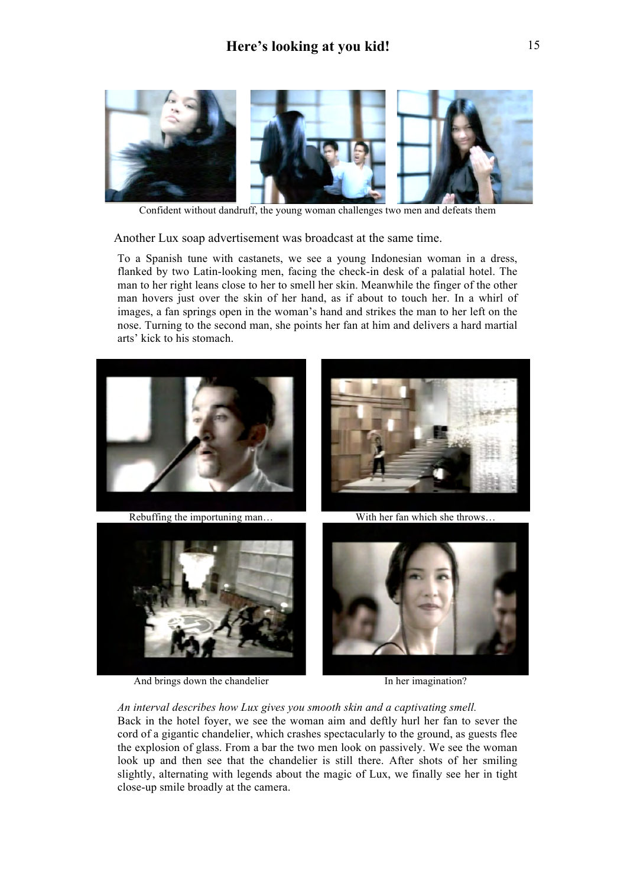Confident without dandruff, the young woman challenges two men and defeats them

Another Lux soap advertisement was broadcast at the same time.

To a Spanish tune with castanets, we see a young Indonesian woman in a dress, flanked by two Latin-looking men, facing the check-in desk of a palatial hotel. The man to her right leans close to her to smell her skin. Meanwhile the finger of the other man hovers just over the skin of her hand, as if about to touch her. In a whirl of images, a fan springs open in the woman's hand and strikes the man to her left on the nose. Turning to the second man, she points her fan at him and delivers a hard martial arts' kick to his stomach.

Rebuffing the importuning man…

With her fan which she throws…

And brings down the chandelier

In her imagination?

*An interval describes how Lux gives you smooth skin and a captivating smell.*

Back in the hotel foyer, we see the woman aim and deftly hurl her fan to sever the cord of a gigantic chandelier, which crashes spectacularly to the ground, as guests flee the explosion of glass. From a bar the two men look on passively. We see the woman look up and then see that the chandelier is still there. After shots of her smiling slightly, alternating with legends about the magic of Lux, we finally see her in tight close-up smile broadly at the camera.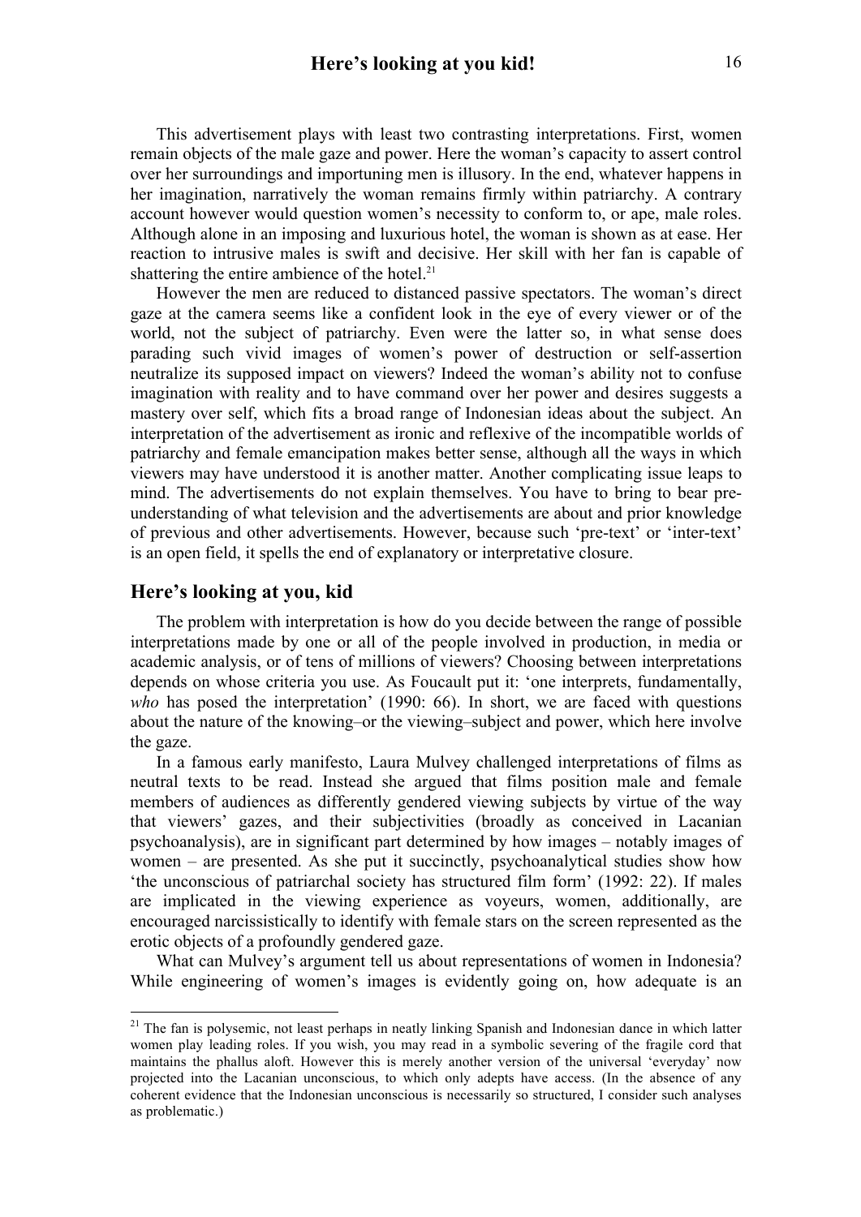This advertisement plays with least two contrasting interpretations. First, women remain objects of the male gaze and power. Here the woman's capacity to assert control over her surroundings and importuning men is illusory. In the end, whatever happens in her imagination, narratively the woman remains firmly within patriarchy. A contrary account however would question women's necessity to conform to, or ape, male roles. Although alone in an imposing and luxurious hotel, the woman is shown as at ease. Her reaction to intrusive males is swift and decisive. Her skill with her fan is capable of shattering the entire ambience of the hotel.[21]

However the men are reduced to distanced passive spectators. The woman's direct gaze at the camera seems like a confident look in the eye of every viewer or of the world, not the subject of patriarchy. Even were the latter so, in what sense does parading such vivid images of women's power of destruction or self-assertion neutralize its supposed impact on viewers? Indeed the woman's ability not to confuse imagination with reality and to have command over her power and desires suggests a mastery over self, which fits a broad range of Indonesian ideas about the subject. An interpretation of the advertisement as ironic and reflexive of the incompatible worlds of patriarchy and female emancipation makes better sense, although all the ways in which viewers may have understood it is another matter. Another complicating issue leaps to mind. The advertisements do not explain themselves. You have to bring to bear pre-understanding of what television and the advertisements are about and prior knowledge of previous and other advertisements. However, because such 'pre-text' or 'inter-text' is an open field, it spells the end of explanatory or interpretative closure.

## Here's looking at you, kid

The problem with interpretation is how do you decide between the range of possible interpretations made by one or all of the people involved in production, in media or academic analysis, or of tens of millions of viewers? Choosing between interpretations depends on whose criteria you use. As Foucault put it: 'one interprets, fundamentally, *who* has posed the interpretation' (1990: 66). In short, we are faced with questions about the nature of the knowing–or the viewing–subject and power, which here involve the gaze.

In a famous early manifesto, Laura Mulvey challenged interpretations of films as neutral texts to be read. Instead she argued that films position male and female members of audiences as differently gendered viewing subjects by virtue of the way that viewers' gazes, and their subjectivities (broadly as conceived in Lacanian psychoanalysis), are in significant part determined by how images – notably images of women – are presented. As she put it succinctly, psychoanalytical studies show how 'the unconscious of patriarchal society has structured film form' (1992: 22). If males are implicated in the viewing experience as voyeurs, women, additionally, are encouraged narcissistically to identify with female stars on the screen represented as the erotic objects of a profoundly gendered gaze.

What can Mulvey's argument tell us about representations of women in Indonesia? While engineering of women's images is evidently going on, how adequate is an

---

[21] The fan is polysemic, not least perhaps in neatly linking Spanish and Indonesian dance in which latter women play leading roles. If you wish, you may read in a symbolic severing of the fragile cord that maintains the phallus aloft. However this is merely another version of the universal 'everyday' now projected into the Lacanian unconscious, to which only adepts have access. (In the absence of any coherent evidence that the Indonesian unconscious is necessarily so structured, I consider such analyses as problematic.)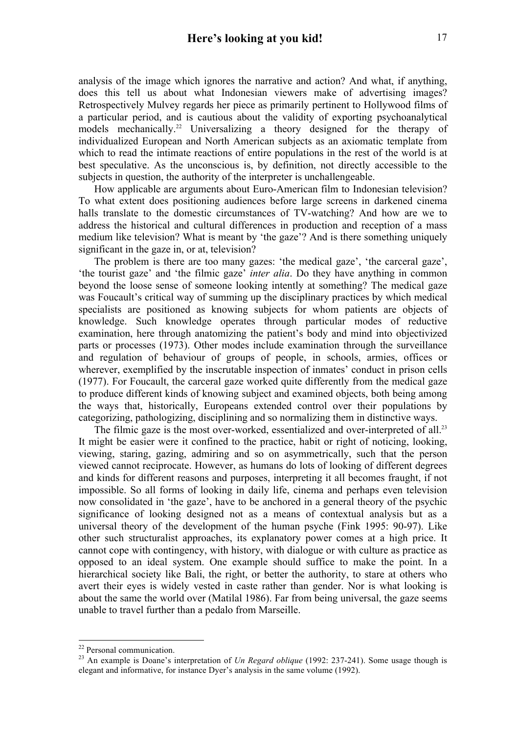analysis of the image which ignores the narrative and action? And what, if anything, does this tell us about what Indonesian viewers make of advertising images? Retrospectively Mulvey regards her piece as primarily pertinent to Hollywood films of a particular period, and is cautious about the validity of exporting psychoanalytical models mechanically.[22] Universalizing a theory designed for the therapy of individualized European and North American subjects as an axiomatic template from which to read the intimate reactions of entire populations in the rest of the world is at best speculative. As the unconscious is, by definition, not directly accessible to the subjects in question, the authority of the interpreter is unchallengeable.

How applicable are arguments about Euro-American film to Indonesian television? To what extent does positioning audiences before large screens in darkened cinema halls translate to the domestic circumstances of TV-watching? And how are we to address the historical and cultural differences in production and reception of a mass medium like television? What is meant by 'the gaze'? And is there something uniquely significant in the gaze in, or at, television?

The problem is there are too many gazes: 'the medical gaze', 'the carceral gaze', 'the tourist gaze' and 'the filmic gaze' *inter alia*. Do they have anything in common beyond the loose sense of someone looking intently at something? The medical gaze was Foucault's critical way of summing up the disciplinary practices by which medical specialists are positioned as knowing subjects for whom patients are objects of knowledge. Such knowledge operates through particular modes of reductive examination, here through anatomizing the patient's body and mind into objectivized parts or processes (1973). Other modes include examination through the surveillance and regulation of behaviour of groups of people, in schools, armies, offices or wherever, exemplified by the inscrutable inspection of inmates' conduct in prison cells (1977). For Foucault, the carceral gaze worked quite differently from the medical gaze to produce different kinds of knowing subject and examined objects, both being among the ways that, historically, Europeans extended control over their populations by categorizing, pathologizing, disciplining and so normalizing them in distinctive ways.

The filmic gaze is the most over-worked, essentialized and over-interpreted of all.[23] It might be easier were it confined to the practice, habit or right of noticing, looking, viewing, staring, gazing, admiring and so on asymmetrically, such that the person viewed cannot reciprocate. However, as humans do lots of looking of different degrees and kinds for different reasons and purposes, interpreting it all becomes fraught, if not impossible. So all forms of looking in daily life, cinema and perhaps even television now consolidated in 'the gaze', have to be anchored in a general theory of the psychic significance of looking designed not as a means of contextual analysis but as a universal theory of the development of the human psyche (Fink 1995: 90-97). Like other such structuralist approaches, its explanatory power comes at a high price. It cannot cope with contingency, with history, with dialogue or with culture as practice as opposed to an ideal system. One example should suffice to make the point. In a hierarchical society like Bali, the right, or better the authority, to stare at others who avert their eyes is widely vested in caste rather than gender. Nor is what looking is about the same the world over (Matilal 1986). Far from being universal, the gaze seems unable to travel further than a pedalo from Marseille.

---

[22] Personal communication.

[23] An example is Doane's interpretation of *Un Regard oblique* (1992: 237-241). Some usage though is elegant and informative, for instance Dyer's analysis in the same volume (1992).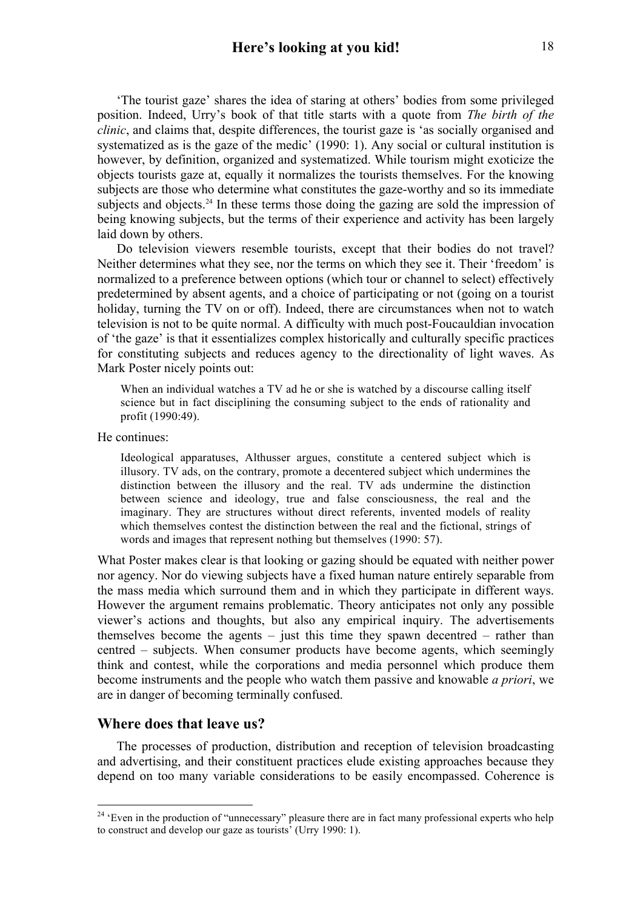'The tourist gaze' shares the idea of staring at others' bodies from some privileged position. Indeed, Urry's book of that title starts with a quote from *The birth of the clinic*, and claims that, despite differences, the tourist gaze is 'as socially organised and systematized as is the gaze of the medic' (1990: 1). Any social or cultural institution is however, by definition, organized and systematized. While tourism might exoticize the objects tourists gaze at, equally it normalizes the tourists themselves. For the knowing subjects are those who determine what constitutes the gaze-worthy and so its immediate subjects and objects.[24] In these terms those doing the gazing are sold the impression of being knowing subjects, but the terms of their experience and activity has been largely laid down by others.

Do television viewers resemble tourists, except that their bodies do not travel? Neither determines what they see, nor the terms on which they see it. Their 'freedom' is normalized to a preference between options (which tour or channel to select) effectively predetermined by absent agents, and a choice of participating or not (going on a tourist holiday, turning the TV on or off). Indeed, there are circumstances when not to watch television is not to be quite normal. A difficulty with much post-Foucauldian invocation of 'the gaze' is that it essentializes complex historically and culturally specific practices for constituting subjects and reduces agency to the directionality of light waves. As Mark Poster nicely points out:

> When an individual watches a TV ad he or she is watched by a discourse calling itself science but in fact disciplining the consuming subject to the ends of rationality and profit (1990:49).

He continues:

> Ideological apparatuses, Althusser argues, constitute a centered subject which is illusory. TV ads, on the contrary, promote a decentered subject which undermines the distinction between the illusory and the real. TV ads undermine the distinction between science and ideology, true and false consciousness, the real and the imaginary. They are structures without direct referents, invented models of reality which themselves contest the distinction between the real and the fictional, strings of words and images that represent nothing but themselves (1990: 57).

What Poster makes clear is that looking or gazing should be equated with neither power nor agency. Nor do viewing subjects have a fixed human nature entirely separable from the mass media which surround them and in which they participate in different ways. However the argument remains problematic. Theory anticipates not only any possible viewer's actions and thoughts, but also any empirical inquiry. The advertisements themselves become the agents – just this time they spawn decentred – rather than centred – subjects. When consumer products have become agents, which seemingly think and contest, while the corporations and media personnel which produce them become instruments and the people who watch them passive and knowable *a priori*, we are in danger of becoming terminally confused.

## Where does that leave us?

The processes of production, distribution and reception of television broadcasting and advertising, and their constituent practices elude existing approaches because they depend on too many variable considerations to be easily encompassed. Coherence is

[24] 'Even in the production of "unnecessary" pleasure there are in fact many professional experts who help to construct and develop our gaze as tourists' (Urry 1990: 1).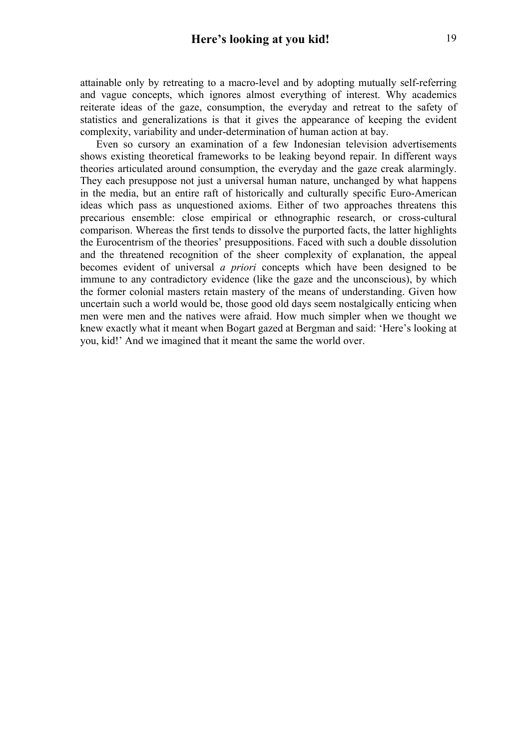attainable only by retreating to a macro-level and by adopting mutually self-referring and vague concepts, which ignores almost everything of interest. Why academics reiterate ideas of the gaze, consumption, the everyday and retreat to the safety of statistics and generalizations is that it gives the appearance of keeping the evident complexity, variability and under-determination of human action at bay.

Even so cursory an examination of a few Indonesian television advertisements shows existing theoretical frameworks to be leaking beyond repair. In different ways theories articulated around consumption, the everyday and the gaze creak alarmingly. They each presuppose not just a universal human nature, unchanged by what happens in the media, but an entire raft of historically and culturally specific Euro-American ideas which pass as unquestioned axioms. Either of two approaches threatens this precarious ensemble: close empirical or ethnographic research, or cross-cultural comparison. Whereas the first tends to dissolve the purported facts, the latter highlights the Eurocentrism of the theories' presuppositions. Faced with such a double dissolution and the threatened recognition of the sheer complexity of explanation, the appeal becomes evident of universal *a priori* concepts which have been designed to be immune to any contradictory evidence (like the gaze and the unconscious), by which the former colonial masters retain mastery of the means of understanding. Given how uncertain such a world would be, those good old days seem nostalgically enticing when men were men and the natives were afraid. How much simpler when we thought we knew exactly what it meant when Bogart gazed at Bergman and said: 'Here's looking at you, kid!' And we imagined that it meant the same the world over.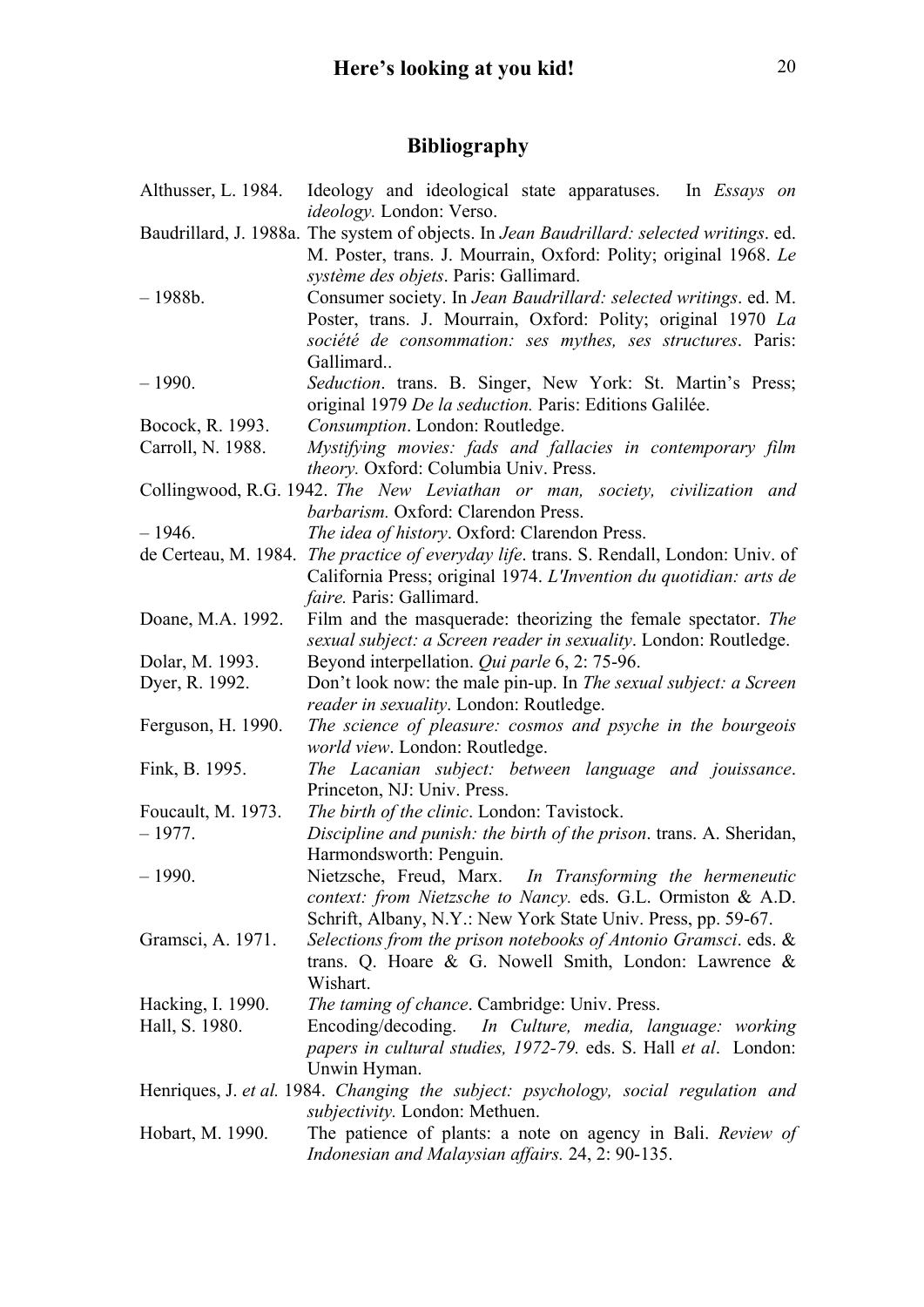## Bibliography

Althusser, L. 1984. Ideology and ideological state apparatuses. In *Essays on ideology.* London: Verso.

Baudrillard, J. 1988a. The system of objects. In *Jean Baudrillard: selected writings*. ed. M. Poster, trans. J. Mourrain, Oxford: Polity; original 1968. *Le système des objets*. Paris: Gallimard.

– 1988b. Consumer society. In *Jean Baudrillard: selected writings*. ed. M. Poster, trans. J. Mourrain, Oxford: Polity; original 1970 *La société de consommation: ses mythes, ses structures*. Paris: Gallimard..

– 1990. *Seduction*. trans. B. Singer, New York: St. Martin's Press; original 1979 *De la seduction.* Paris: Editions Galilée.

Bocock, R. 1993. *Consumption*. London: Routledge.

Carroll, N. 1988. *Mystifying movies: fads and fallacies in contemporary film theory.* Oxford: Columbia Univ. Press.

Collingwood, R.G. 1942. *The New Leviathan or man, society, civilization and barbarism.* Oxford: Clarendon Press.

– 1946. *The idea of history*. Oxford: Clarendon Press.

de Certeau, M. 1984. *The practice of everyday life*. trans. S. Rendall, London: Univ. of California Press; original 1974. *L'Invention du quotidian: arts de faire.* Paris: Gallimard.

Doane, M.A. 1992. Film and the masquerade: theorizing the female spectator. *The sexual subject: a Screen reader in sexuality*. London: Routledge.

Dolar, M. 1993. Beyond interpellation. *Qui parle* 6, 2: 75-96.

Dyer, R. 1992. Don't look now: the male pin-up. In *The sexual subject: a Screen reader in sexuality*. London: Routledge.

Ferguson, H. 1990. *The science of pleasure: cosmos and psyche in the bourgeois world view*. London: Routledge.

Fink, B. 1995. *The Lacanian subject: between language and jouissance*. Princeton, NJ: Univ. Press.

Foucault, M. 1973. *The birth of the clinic*. London: Tavistock.

– 1977. *Discipline and punish: the birth of the prison*. trans. A. Sheridan, Harmondsworth: Penguin.

– 1990. Nietzsche, Freud, Marx. *In Transforming the hermeneutic context: from Nietzsche to Nancy.* eds. G.L. Ormiston & A.D. Schrift, Albany, N.Y.: New York State Univ. Press, pp. 59-67.

Gramsci, A. 1971. *Selections from the prison notebooks of Antonio Gramsci*. eds. & trans. Q. Hoare & G. Nowell Smith, London: Lawrence & Wishart.

Hacking, I. 1990. *The taming of chance*. Cambridge: Univ. Press.

Hall, S. 1980. Encoding/decoding. *In Culture, media, language: working papers in cultural studies, 1972-79.* eds. S. Hall *et al*. London: Unwin Hyman.

Henriques, J. *et al.* 1984. *Changing the subject: psychology, social regulation and subjectivity.* London: Methuen.

Hobart, M. 1990. The patience of plants: a note on agency in Bali. *Review of Indonesian and Malaysian affairs.* 24, 2: 90-135.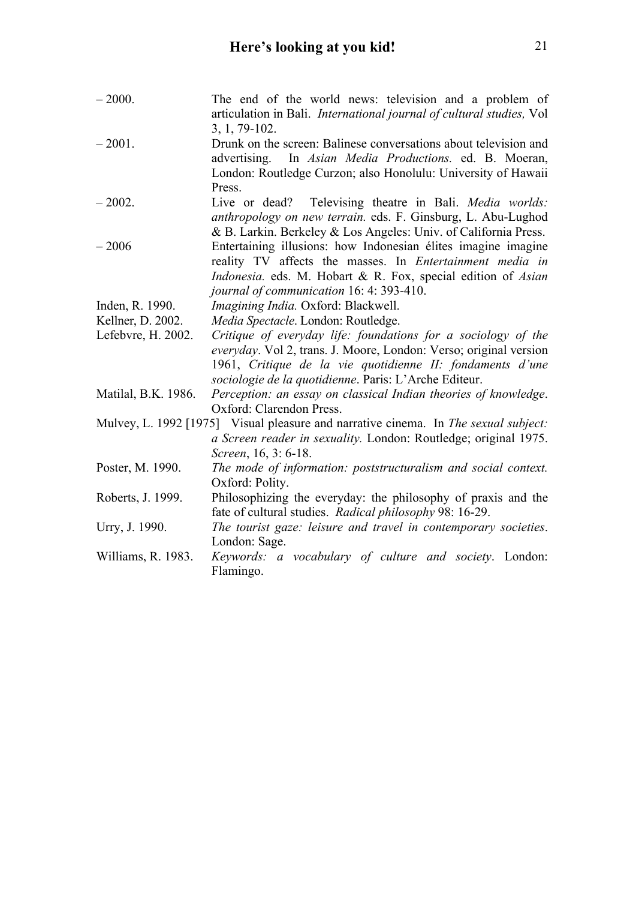– 2000. The end of the world news: television and a problem of articulation in Bali. *International journal of cultural studies,* Vol 3, 1, 79-102.

– 2001. Drunk on the screen: Balinese conversations about television and advertising. In *Asian Media Productions.* ed. B. Moeran, London: Routledge Curzon; also Honolulu: University of Hawaii Press.

– 2002. Live or dead? Televising theatre in Bali. *Media worlds: anthropology on new terrain.* eds. F. Ginsburg, L. Abu-Lughod & B. Larkin. Berkeley & Los Angeles: Univ. of California Press.

– 2006 Entertaining illusions: how Indonesian élites imagine imagine reality TV affects the masses. In *Entertainment media in Indonesia.* eds. M. Hobart & R. Fox, special edition of *Asian journal of communication* 16: 4: 393-410.

Inden, R. 1990. *Imagining India.* Oxford: Blackwell.

Kellner, D. 2002. *Media Spectacle*. London: Routledge.

Lefebvre, H. 2002. *Critique of everyday life: foundations for a sociology of the everyday*. Vol 2, trans. J. Moore, London: Verso; original version 1961, *Critique de la vie quotidienne II: fondaments d'une sociologie de la quotidienne*. Paris: L'Arche Editeur.

Matilal, B.K. 1986. *Perception: an essay on classical Indian theories of knowledge*. Oxford: Clarendon Press.

Mulvey, L. 1992 [1975] Visual pleasure and narrative cinema. In *The sexual subject: a Screen reader in sexuality.* London: Routledge; original 1975. *Screen*, 16, 3: 6-18.

Poster, M. 1990. *The mode of information: poststructuralism and social context.* Oxford: Polity.

Roberts, J. 1999. Philosophizing the everyday: the philosophy of praxis and the fate of cultural studies. *Radical philosophy* 98: 16-29.

Urry, J. 1990. *The tourist gaze: leisure and travel in contemporary societies*. London: Sage.

Williams, R. 1983. *Keywords: a vocabulary of culture and society*. London: Flamingo.